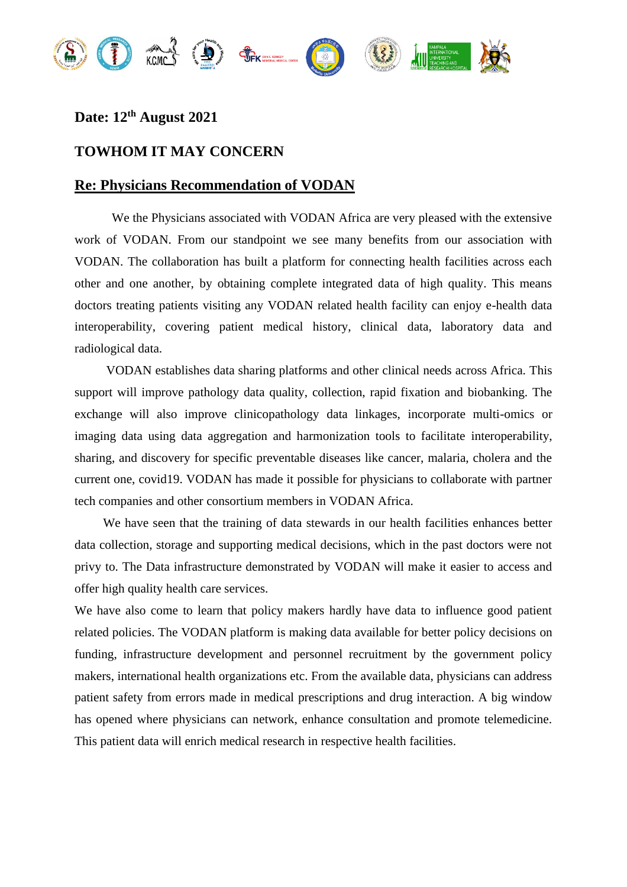**Date: 12th August 2021**

**TOWHOM IT MAY CONCERN**

**Re: Physicians Recommendation of VODAN**

We the Physicians associated with VODAN Africa are very pleased with the extensive work of VODAN. From our standpoint we see many benefits from our association with VODAN. The collaboration has built a platform for connecting health facilities across each other and one another, by obtaining complete integrated data of high quality. This means doctors treating patients visiting any VODAN related health facility can enjoy e-health data interoperability, covering patient medical history, clinical data, laboratory data and radiological data.

VODAN establishes data sharing platforms and other clinical needs across Africa. This support will improve pathology data quality, collection, rapid fixation and biobanking. The exchange will also improve clinicopathology data linkages, incorporate multi-omics or imaging data using data aggregation and harmonization tools to facilitate interoperability, sharing, and discovery for specific preventable diseases like cancer, malaria, cholera and the current one, covid19. VODAN has made it possible for physicians to collaborate with partner tech companies and other consortium members in VODAN Africa.

We have seen that the training of data stewards in our health facilities enhances better data collection, storage and supporting medical decisions, which in the past doctors were not privy to. The Data infrastructure demonstrated by VODAN will make it easier to access and offer high quality health care services.

We have also come to learn that policy makers hardly have data to influence good patient related policies. The VODAN platform is making data available for better policy decisions on funding, infrastructure development and personnel recruitment by the government policy makers, international health organizations etc. From the available data, physicians can address patient safety from errors made in medical prescriptions and drug interaction. A big window has opened where physicians can network, enhance consultation and promote telemedicine. This patient data will enrich medical research in respective health facilities.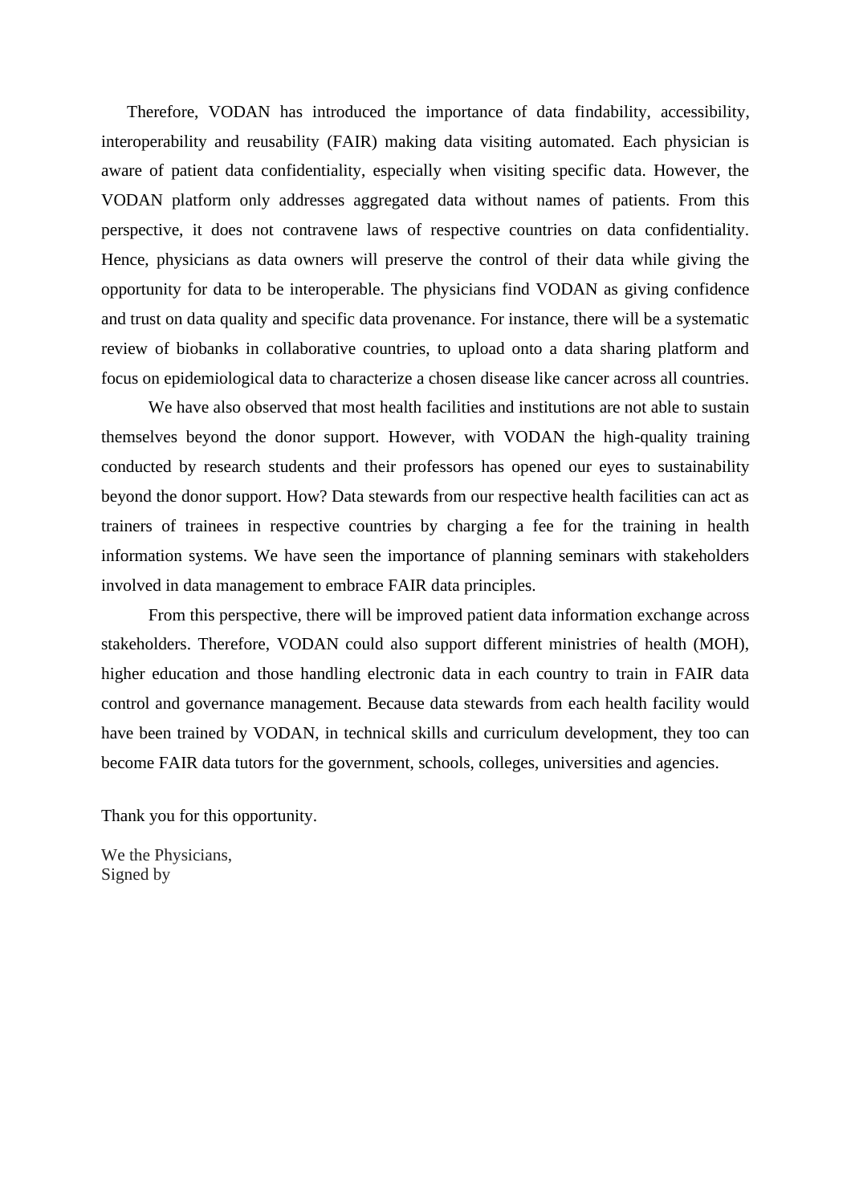Therefore, VODAN has introduced the importance of data findability, accessibility, interoperability and reusability (FAIR) making data visiting automated. Each physician is aware of patient data confidentiality, especially when visiting specific data. However, the VODAN platform only addresses aggregated data without names of patients. From this perspective, it does not contravene laws of respective countries on data confidentiality. Hence, physicians as data owners will preserve the control of their data while giving the opportunity for data to be interoperable. The physicians find VODAN as giving confidence and trust on data quality and specific data provenance. For instance, there will be a systematic review of biobanks in collaborative countries, to upload onto a data sharing platform and focus on epidemiological data to characterize a chosen disease like cancer across all countries.

We have also observed that most health facilities and institutions are not able to sustain themselves beyond the donor support. However, with VODAN the high-quality training conducted by research students and their professors has opened our eyes to sustainability beyond the donor support. How? Data stewards from our respective health facilities can act as trainers of trainees in respective countries by charging a fee for the training in health information systems. We have seen the importance of planning seminars with stakeholders involved in data management to embrace FAIR data principles.

From this perspective, there will be improved patient data information exchange across stakeholders. Therefore, VODAN could also support different ministries of health (MOH), higher education and those handling electronic data in each country to train in FAIR data control and governance management. Because data stewards from each health facility would have been trained by VODAN, in technical skills and curriculum development, they too can become FAIR data tutors for the government, schools, colleges, universities and agencies.

Thank you for this opportunity.

We the Physicians,
Signed by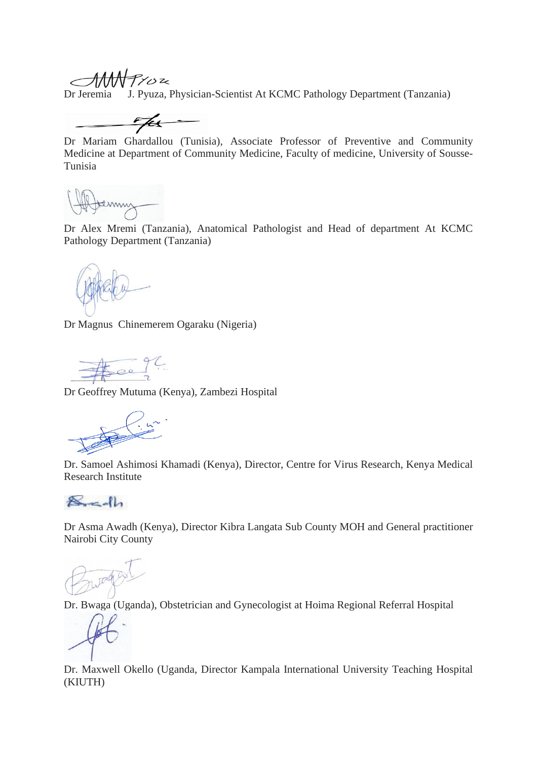Dr Jeremia J. Pyuza, Physician-Scientist At KCMC Pathology Department (Tanzania)

Dr Mariam Ghardallou (Tunisia), Associate Professor of Preventive and Community Medicine at Department of Community Medicine, Faculty of medicine, University of Sousse-Tunisia

Dr Alex Mremi (Tanzania), Anatomical Pathologist and Head of department At KCMC Pathology Department (Tanzania)

Dr Magnus Chinemerem Ogaraku (Nigeria)

Dr Geoffrey Mutuma (Kenya), Zambezi Hospital

Dr. Samoel Ashimosi Khamadi (Kenya), Director, Centre for Virus Research, Kenya Medical Research Institute

Dr Asma Awadh (Kenya), Director Kibra Langata Sub County MOH and General practitioner Nairobi City County

Dr. Bwaga (Uganda), Obstetrician and Gynecologist at Hoima Regional Referral Hospital

Dr. Maxwell Okello (Uganda, Director Kampala International University Teaching Hospital (KIUTH)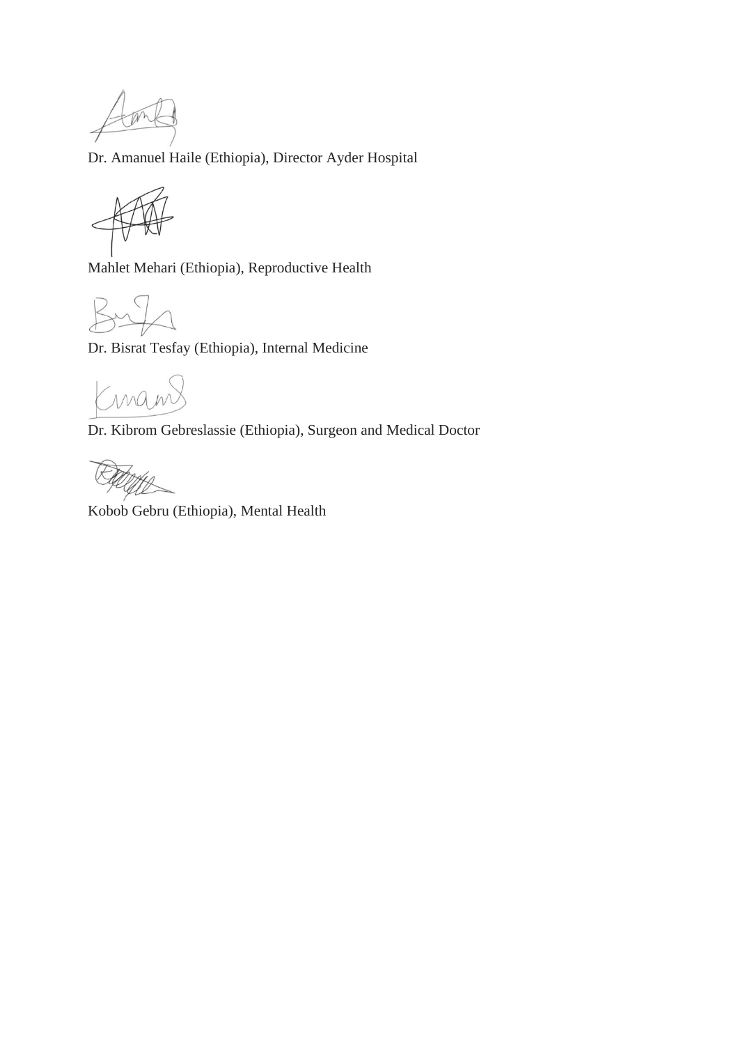Dr. Amanuel Haile (Ethiopia), Director Ayder Hospital

Mahlet Mehari (Ethiopia), Reproductive Health

Dr. Bisrat Tesfay (Ethiopia), Internal Medicine

Dr. Kibrom Gebreslassie (Ethiopia), Surgeon and Medical Doctor

Kobob Gebru (Ethiopia), Mental Health